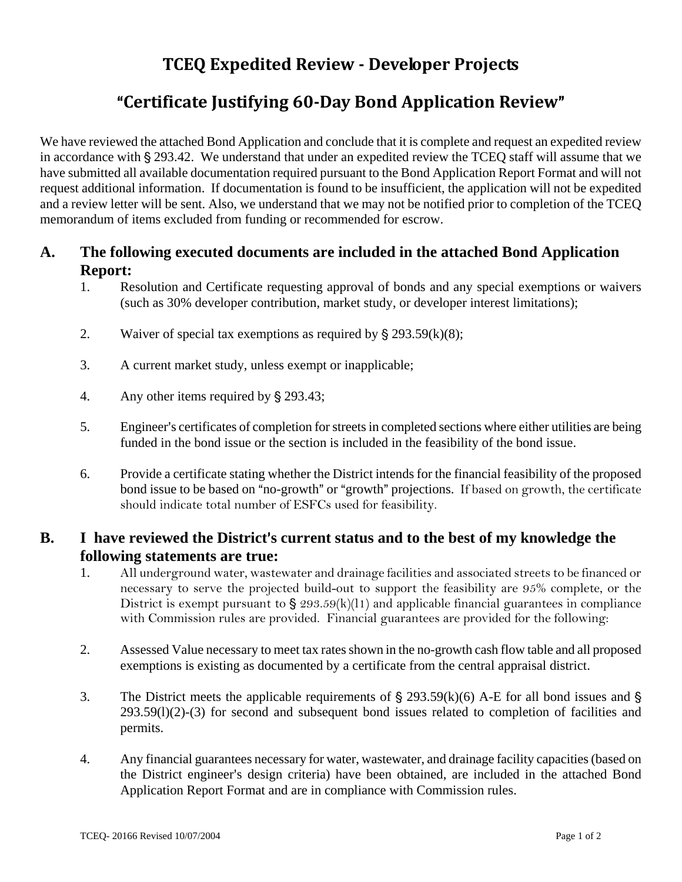# TCEQ Expedited Review - Developer Projects

## "Certificate Justifying 60-Day Bond Application Review"

We have reviewed the attached Bond Application and conclude that it is complete and request an expedited review in accordance with § 293.42. We understand that under an expedited review the TCEQ staff will assume that we have submitted all available documentation required pursuant to the Bond Application Report Format and will not request additional information. If documentation is found to be insufficient, the application will not be expedited and a review letter will be sent. Also, we understand that we may not be notified prior to completion of the TCEQ memorandum of items excluded from funding or recommended for escrow.

### A. The following executed documents are included in the attached Bond Application Report:

1. Resolution and Certificate requesting approval of bonds and any special exemptions or waivers (such as 30% developer contribution, market study, or developer interest limitations);

2. Waiver of special tax exemptions as required by § 293.59(k)(8);

3. A current market study, unless exempt or inapplicable;

4. Any other items required by § 293.43;

5. Engineer's certificates of completion for streets in completed sections where either utilities are being funded in the bond issue or the section is included in the feasibility of the bond issue.

6. Provide a certificate stating whether the District intends for the financial feasibility of the proposed bond issue to be based on "no-growth" or "growth" projections. If based on growth, the certificate should indicate total number of ESFCs used for feasibility.

### B. I have reviewed the District's current status and to the best of my knowledge the following statements are true:

1. All underground water, wastewater and drainage facilities and associated streets to be financed or necessary to serve the projected build-out to support the feasibility are 95% complete, or the District is exempt pursuant to § 293.59(k)(11) and applicable financial guarantees in compliance with Commission rules are provided. Financial guarantees are provided for the following:

2. Assessed Value necessary to meet tax rates shown in the no-growth cash flow table and all proposed exemptions is existing as documented by a certificate from the central appraisal district.

3. The District meets the applicable requirements of § 293.59(k)(6) A-E for all bond issues and § 293.59(l)(2)-(3) for second and subsequent bond issues related to completion of facilities and permits.

4. Any financial guarantees necessary for water, wastewater, and drainage facility capacities (based on the District engineer's design criteria) have been obtained, are included in the attached Bond Application Report Format and are in compliance with Commission rules.

TCEQ- 20166 Revised 10/07/2004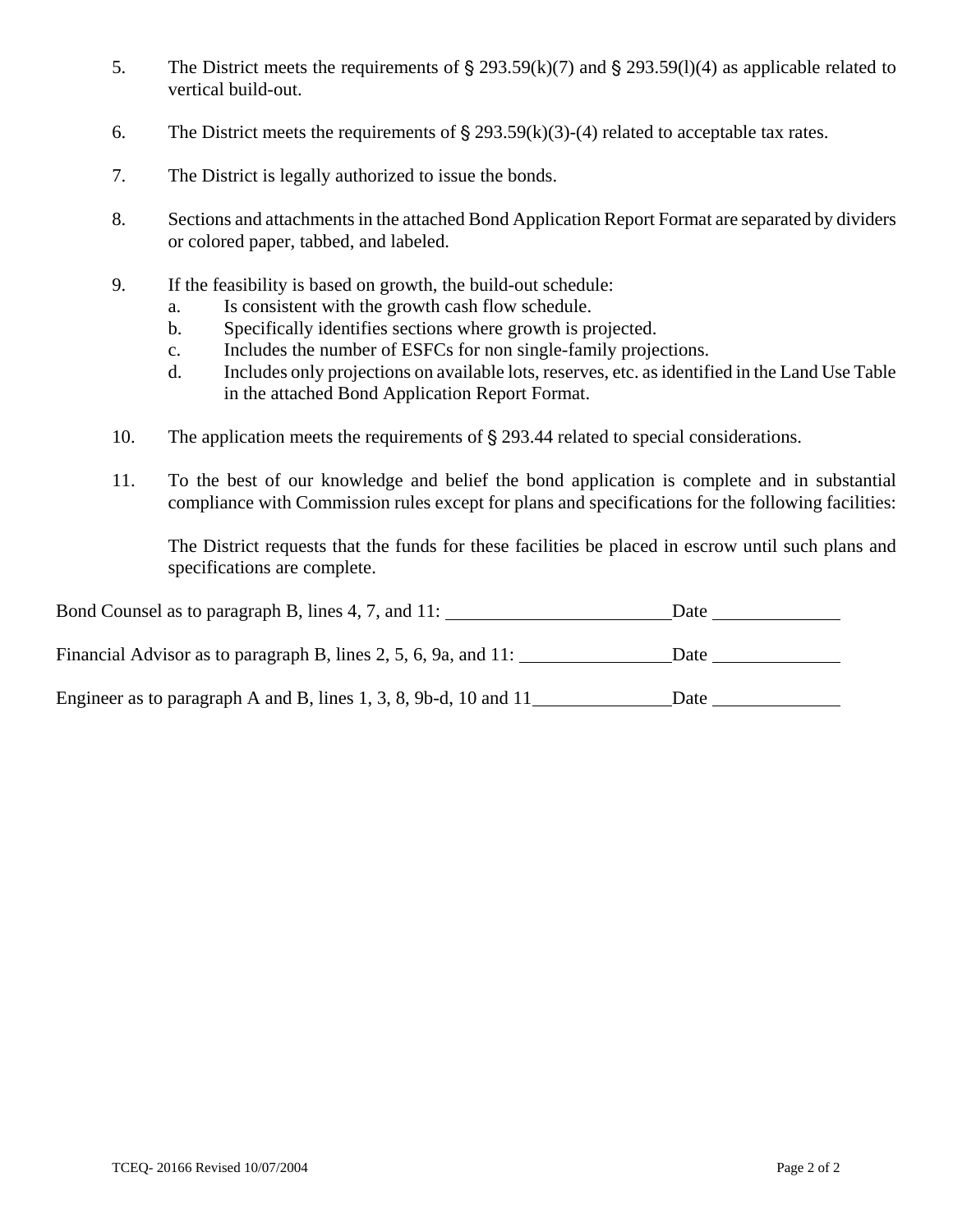5. The District meets the requirements of § 293.59(k)(7) and § 293.59(l)(4) as applicable related to vertical build-out.

6. The District meets the requirements of § 293.59(k)(3)-(4) related to acceptable tax rates.

7. The District is legally authorized to issue the bonds.

8. Sections and attachments in the attached Bond Application Report Format are separated by dividers or colored paper, tabbed, and labeled.

9. If the feasibility is based on growth, the build-out schedule:
   a. Is consistent with the growth cash flow schedule.
   b. Specifically identifies sections where growth is projected.
   c. Includes the number of ESFCs for non single-family projections.
   d. Includes only projections on available lots, reserves, etc. as identified in the Land Use Table in the attached Bond Application Report Format.

10. The application meets the requirements of § 293.44 related to special considerations.

11. To the best of our knowledge and belief the bond application is complete and in substantial compliance with Commission rules except for plans and specifications for the following facilities:

    The District requests that the funds for these facilities be placed in escrow until such plans and specifications are complete.

Bond Counsel as to paragraph B, lines 4, 7, and 11: ________________________ Date ______________

Financial Advisor as to paragraph B, lines 2, 5, 6, 9a, and 11: ________________ Date ______________

Engineer as to paragraph A and B, lines 1, 3, 8, 9b-d, 10 and 11_______________ Date ______________

TCEQ- 20166 Revised 10/07/2004